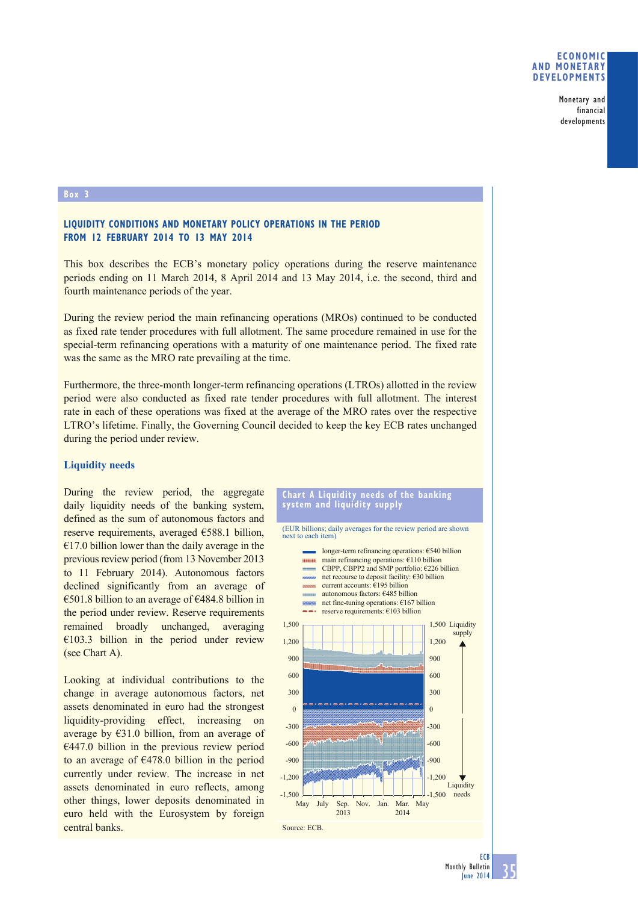## Box 3

### LIQUIDITY CONDITIONS AND MONETARY POLICY OPERATIONS IN THE PERIOD FROM 12 FEBRUARY 2014 TO 13 MAY 2014

This box describes the ECB's monetary policy operations during the reserve maintenance periods ending on 11 March 2014, 8 April 2014 and 13 May 2014, i.e. the second, third and fourth maintenance periods of the year.

During the review period the main refinancing operations (MROs) continued to be conducted as fixed rate tender procedures with full allotment. The same procedure remained in use for the special-term refinancing operations with a maturity of one maintenance period. The fixed rate was the same as the MRO rate prevailing at the time.

Furthermore, the three-month longer-term refinancing operations (LTROs) allotted in the review period were also conducted as fixed rate tender procedures with full allotment. The interest rate in each of these operations was fixed at the average of the MRO rates over the respective LTRO's lifetime. Finally, the Governing Council decided to keep the key ECB rates unchanged during the period under review.

#### Liquidity needs

During the review period, the aggregate daily liquidity needs of the banking system, defined as the sum of autonomous factors and reserve requirements, averaged €588.1 billion, €17.0 billion lower than the daily average in the previous review period (from 13 November 2013 to 11 February 2014). Autonomous factors declined significantly from an average of €501.8 billion to an average of €484.8 billion in the period under review. Reserve requirements remained broadly unchanged, averaging €103.3 billion in the period under review (see Chart A).

Looking at individual contributions to the change in average autonomous factors, net assets denominated in euro had the strongest liquidity-providing effect, increasing on average by €31.0 billion, from an average of €447.0 billion in the previous review period to an average of €478.0 billion in the period currently under review. The increase in net assets denominated in euro reflects, among other things, lower deposits denominated in euro held with the Eurosystem by foreign central banks.

**Chart A Liquidity needs of the banking system and liquidity supply**

(EUR billions; daily averages for the review period are shown next to each item)

- longer-term refinancing operations: €540 billion
- main refinancing operations: €110 billion
- CBPP, CBPP2 and SMP portfolio: €226 billion
- net recourse to deposit facility: €30 billion
- current accounts: €195 billion
- autonomous factors: €485 billion
- net fine-tuning operations: €167 billion
- reserve requirements: €103 billion

Source: ECB.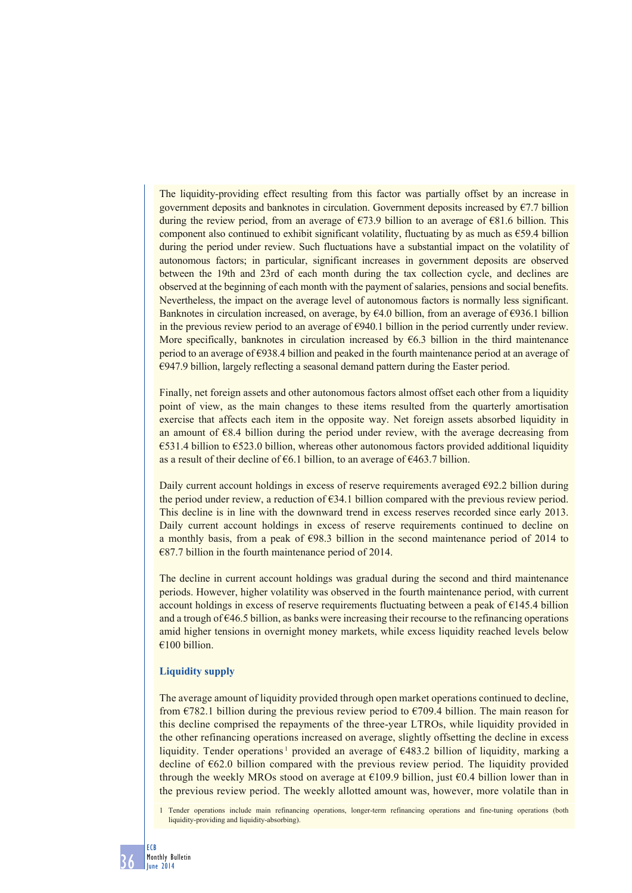The liquidity-providing effect resulting from this factor was partially offset by an increase in government deposits and banknotes in circulation. Government deposits increased by €7.7 billion during the review period, from an average of €73.9 billion to an average of €81.6 billion. This component also continued to exhibit significant volatility, fluctuating by as much as €59.4 billion during the period under review. Such fluctuations have a substantial impact on the volatility of autonomous factors; in particular, significant increases in government deposits are observed between the 19th and 23rd of each month during the tax collection cycle, and declines are observed at the beginning of each month with the payment of salaries, pensions and social benefits. Nevertheless, the impact on the average level of autonomous factors is normally less significant. Banknotes in circulation increased, on average, by €4.0 billion, from an average of €936.1 billion in the previous review period to an average of €940.1 billion in the period currently under review. More specifically, banknotes in circulation increased by €6.3 billion in the third maintenance period to an average of €938.4 billion and peaked in the fourth maintenance period at an average of €947.9 billion, largely reflecting a seasonal demand pattern during the Easter period.

Finally, net foreign assets and other autonomous factors almost offset each other from a liquidity point of view, as the main changes to these items resulted from the quarterly amortisation exercise that affects each item in the opposite way. Net foreign assets absorbed liquidity in an amount of €8.4 billion during the period under review, with the average decreasing from €531.4 billion to €523.0 billion, whereas other autonomous factors provided additional liquidity as a result of their decline of €6.1 billion, to an average of €463.7 billion.

Daily current account holdings in excess of reserve requirements averaged €92.2 billion during the period under review, a reduction of €34.1 billion compared with the previous review period. This decline is in line with the downward trend in excess reserves recorded since early 2013. Daily current account holdings in excess of reserve requirements continued to decline on a monthly basis, from a peak of €98.3 billion in the second maintenance period of 2014 to €87.7 billion in the fourth maintenance period of 2014.

The decline in current account holdings was gradual during the second and third maintenance periods. However, higher volatility was observed in the fourth maintenance period, with current account holdings in excess of reserve requirements fluctuating between a peak of €145.4 billion and a trough of €46.5 billion, as banks were increasing their recourse to the refinancing operations amid higher tensions in overnight money markets, while excess liquidity reached levels below €100 billion.

### Liquidity supply

The average amount of liquidity provided through open market operations continued to decline, from €782.1 billion during the previous review period to €709.4 billion. The main reason for this decline comprised the repayments of the three-year LTROs, while liquidity provided in the other refinancing operations increased on average, slightly offsetting the decline in excess liquidity. Tender operations[1] provided an average of €483.2 billion of liquidity, marking a decline of €62.0 billion compared with the previous review period. The liquidity provided through the weekly MROs stood on average at €109.9 billion, just €0.4 billion lower than in the previous review period. The weekly allotted amount was, however, more volatile than in

1 Tender operations include main refinancing operations, longer-term refinancing operations and fine-tuning operations (both liquidity-providing and liquidity-absorbing).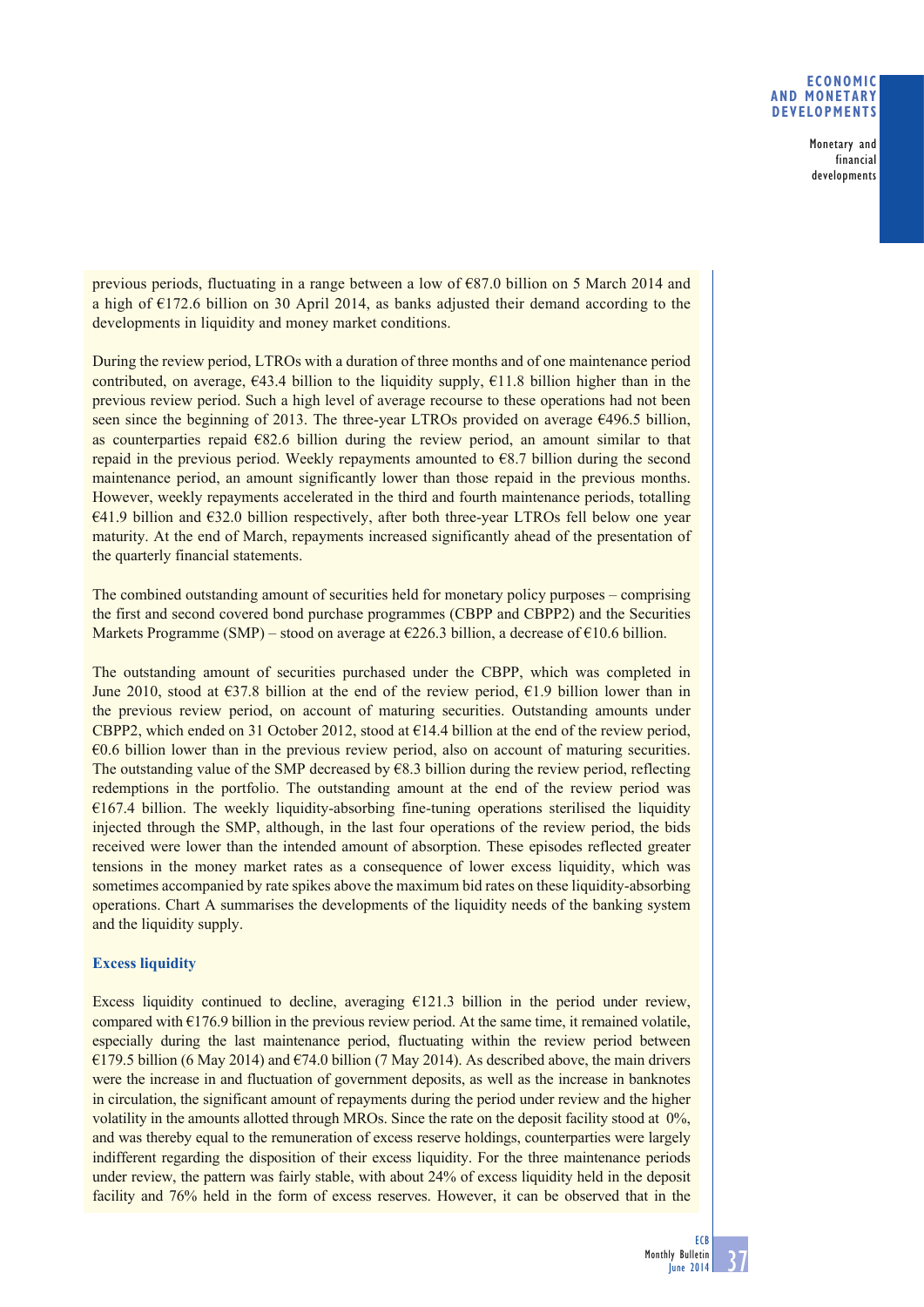previous periods, fluctuating in a range between a low of €87.0 billion on 5 March 2014 and a high of €172.6 billion on 30 April 2014, as banks adjusted their demand according to the developments in liquidity and money market conditions.

During the review period, LTROs with a duration of three months and of one maintenance period contributed, on average, €43.4 billion to the liquidity supply, €11.8 billion higher than in the previous review period. Such a high level of average recourse to these operations had not been seen since the beginning of 2013. The three-year LTROs provided on average €496.5 billion, as counterparties repaid €82.6 billion during the review period, an amount similar to that repaid in the previous period. Weekly repayments amounted to €8.7 billion during the second maintenance period, an amount significantly lower than those repaid in the previous months. However, weekly repayments accelerated in the third and fourth maintenance periods, totalling €41.9 billion and €32.0 billion respectively, after both three-year LTROs fell below one year maturity. At the end of March, repayments increased significantly ahead of the presentation of the quarterly financial statements.

The combined outstanding amount of securities held for monetary policy purposes – comprising the first and second covered bond purchase programmes (CBPP and CBPP2) and the Securities Markets Programme (SMP) – stood on average at €226.3 billion, a decrease of €10.6 billion.

The outstanding amount of securities purchased under the CBPP, which was completed in June 2010, stood at €37.8 billion at the end of the review period, €1.9 billion lower than in the previous review period, on account of maturing securities. Outstanding amounts under CBPP2, which ended on 31 October 2012, stood at €14.4 billion at the end of the review period, €0.6 billion lower than in the previous review period, also on account of maturing securities. The outstanding value of the SMP decreased by €8.3 billion during the review period, reflecting redemptions in the portfolio. The outstanding amount at the end of the review period was €167.4 billion. The weekly liquidity-absorbing fine-tuning operations sterilised the liquidity injected through the SMP, although, in the last four operations of the review period, the bids received were lower than the intended amount of absorption. These episodes reflected greater tensions in the money market rates as a consequence of lower excess liquidity, which was sometimes accompanied by rate spikes above the maximum bid rates on these liquidity-absorbing operations. Chart A summarises the developments of the liquidity needs of the banking system and the liquidity supply.

### Excess liquidity

Excess liquidity continued to decline, averaging €121.3 billion in the period under review, compared with €176.9 billion in the previous review period. At the same time, it remained volatile, especially during the last maintenance period, fluctuating within the review period between €179.5 billion (6 May 2014) and €74.0 billion (7 May 2014). As described above, the main drivers were the increase in and fluctuation of government deposits, as well as the increase in banknotes in circulation, the significant amount of repayments during the period under review and the higher volatility in the amounts allotted through MROs. Since the rate on the deposit facility stood at 0%, and was thereby equal to the remuneration of excess reserve holdings, counterparties were largely indifferent regarding the disposition of their excess liquidity. For the three maintenance periods under review, the pattern was fairly stable, with about 24% of excess liquidity held in the deposit facility and 76% held in the form of excess reserves. However, it can be observed that in the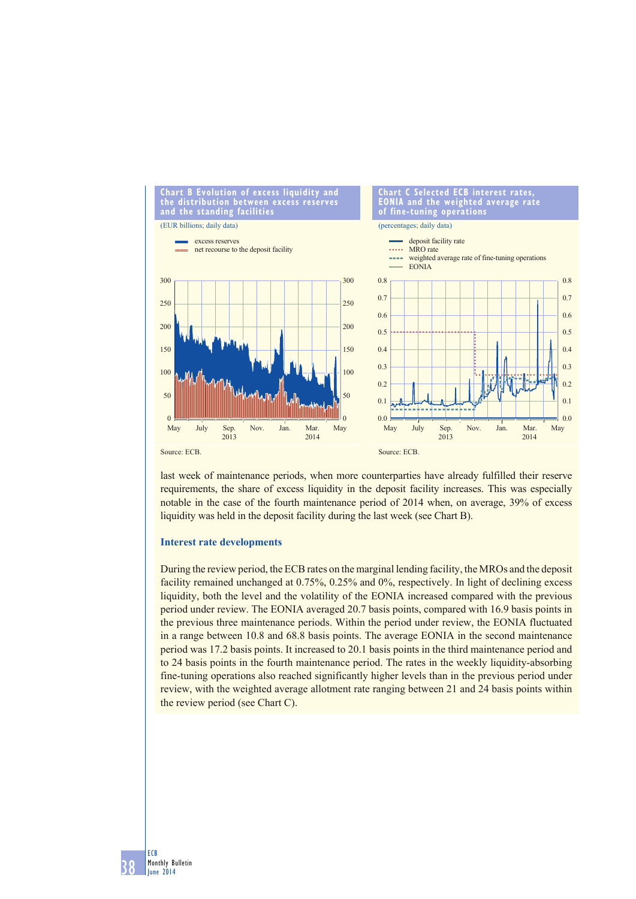**Chart B Evolution of excess liquidity and the distribution between excess reserves and the standing facilities**

(EUR billions; daily data)

excess reserves
net recourse to the deposit facility

300
250
200
150
100
50
0

May July Sep. 2013 Nov. Jan. Mar. 2014 May

Source: ECB.

**Chart C Selected ECB interest rates, EONIA and the weighted average rate of fine-tuning operations**

(percentages; daily data)

deposit facility rate
MRO rate
weighted average rate of fine-tuning operations
EONIA

0.8
0.7
0.6
0.5
0.4
0.3
0.2
0.1
0.0

May July Sep. 2013 Nov. Jan. Mar. 2014 May

Source: ECB.

last week of maintenance periods, when more counterparties have already fulfilled their reserve requirements, the share of excess liquidity in the deposit facility increases. This was especially notable in the case of the fourth maintenance period of 2014 when, on average, 39% of excess liquidity was held in the deposit facility during the last week (see Chart B).

### Interest rate developments

During the review period, the ECB rates on the marginal lending facility, the MROs and the deposit facility remained unchanged at 0.75%, 0.25% and 0%, respectively. In light of declining excess liquidity, both the level and the volatility of the EONIA increased compared with the previous period under review. The EONIA averaged 20.7 basis points, compared with 16.9 basis points in the previous three maintenance periods. Within the period under review, the EONIA fluctuated in a range between 10.8 and 68.8 basis points. The average EONIA in the second maintenance period was 17.2 basis points. It increased to 20.1 basis points in the third maintenance period and to 24 basis points in the fourth maintenance period. The rates in the weekly liquidity-absorbing fine-tuning operations also reached significantly higher levels than in the previous period under review, with the weighted average allotment rate ranging between 21 and 24 basis points within the review period (see Chart C).